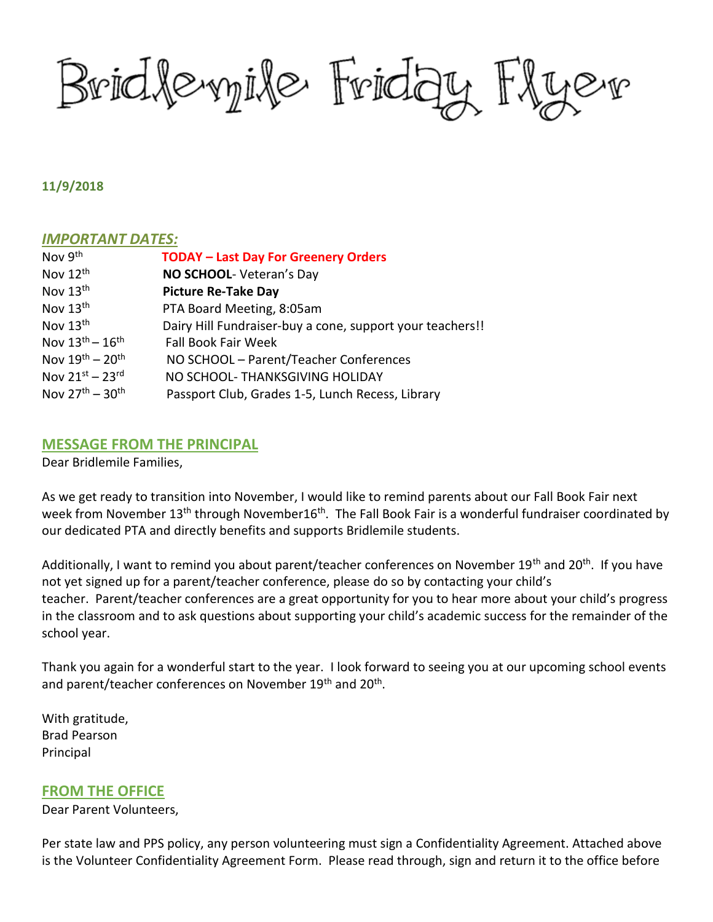# Bridlemile Friday Flyer

**11/9/2018**

## *IMPORTANT DATES:*

| | |
|---|---|
| Nov 9th | **TODAY – Last Day For Greenery Orders** |
| Nov 12th | **NO SCHOOL**- Veteran's Day |
| Nov 13th | **Picture Re-Take Day** |
| Nov 13th | PTA Board Meeting, 8:05am |
| Nov 13th | Dairy Hill Fundraiser-buy a cone, support your teachers!! |
| Nov 13th – 16th | Fall Book Fair Week |
| Nov 19th – 20th | NO SCHOOL – Parent/Teacher Conferences |
| Nov 21st – 23rd | NO SCHOOL- THANKSGIVING HOLIDAY |
| Nov 27th – 30th | Passport Club, Grades 1-5, Lunch Recess, Library |

## MESSAGE FROM THE PRINCIPAL

Dear Bridlemile Families,

As we get ready to transition into November, I would like to remind parents about our Fall Book Fair next week from November 13th through November16th. The Fall Book Fair is a wonderful fundraiser coordinated by our dedicated PTA and directly benefits and supports Bridlemile students.

Additionally, I want to remind you about parent/teacher conferences on November 19th and 20th. If you have not yet signed up for a parent/teacher conference, please do so by contacting your child's teacher. Parent/teacher conferences are a great opportunity for you to hear more about your child's progress in the classroom and to ask questions about supporting your child's academic success for the remainder of the school year.

Thank you again for a wonderful start to the year. I look forward to seeing you at our upcoming school events and parent/teacher conferences on November 19th and 20th.

With gratitude,
Brad Pearson
Principal

## FROM THE OFFICE

Dear Parent Volunteers,

Per state law and PPS policy, any person volunteering must sign a Confidentiality Agreement. Attached above is the Volunteer Confidentiality Agreement Form. Please read through, sign and return it to the office before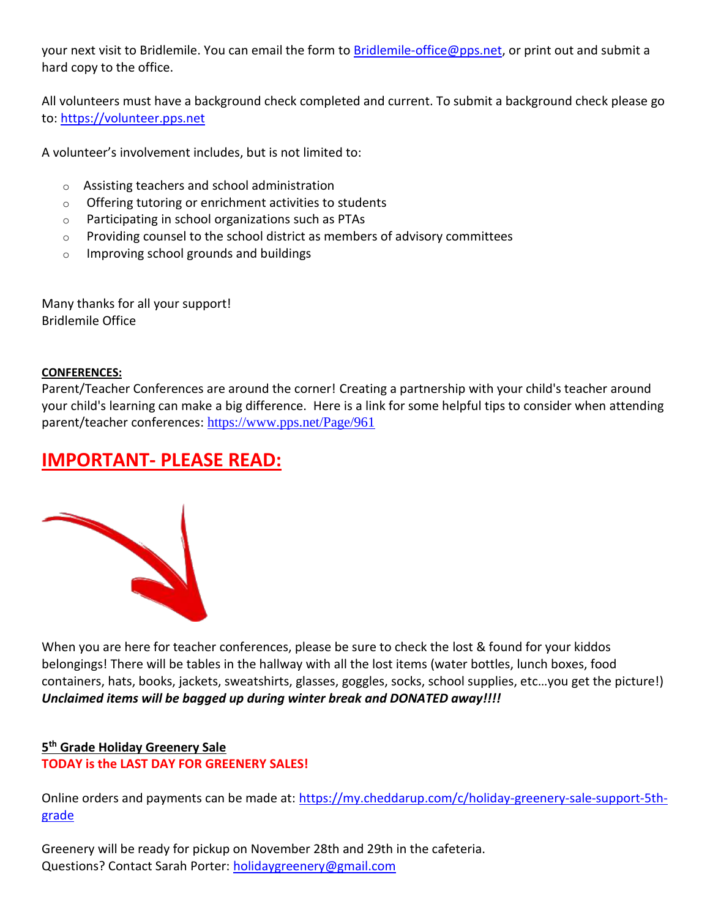your next visit to Bridlemile. You can email the form to Bridlemile-office@pps.net, or print out and submit a hard copy to the office.

All volunteers must have a background check completed and current. To submit a background check please go to: https://volunteer.pps.net

A volunteer's involvement includes, but is not limited to:

- Assisting teachers and school administration
- Offering tutoring or enrichment activities to students
- Participating in school organizations such as PTAs
- Providing counsel to the school district as members of advisory committees
- Improving school grounds and buildings

Many thanks for all your support!
Bridlemile Office

**CONFERENCES:**

Parent/Teacher Conferences are around the corner! Creating a partnership with your child's teacher around your child's learning can make a big difference. Here is a link for some helpful tips to consider when attending parent/teacher conferences: https://www.pps.net/Page/961

## IMPORTANT- PLEASE READ:

When you are here for teacher conferences, please be sure to check the lost & found for your kiddos belongings! There will be tables in the hallway with all the lost items (water bottles, lunch boxes, food containers, hats, books, jackets, sweatshirts, glasses, goggles, socks, school supplies, etc…you get the picture!) ***Unclaimed items will be bagged up during winter break and DONATED away!!!!***

**5th Grade Holiday Greenery Sale**
**TODAY is the LAST DAY FOR GREENERY SALES!**

Online orders and payments can be made at: https://my.cheddarup.com/c/holiday-greenery-sale-support-5th-grade

Greenery will be ready for pickup on November 28th and 29th in the cafeteria.
Questions? Contact Sarah Porter: holidaygreenery@gmail.com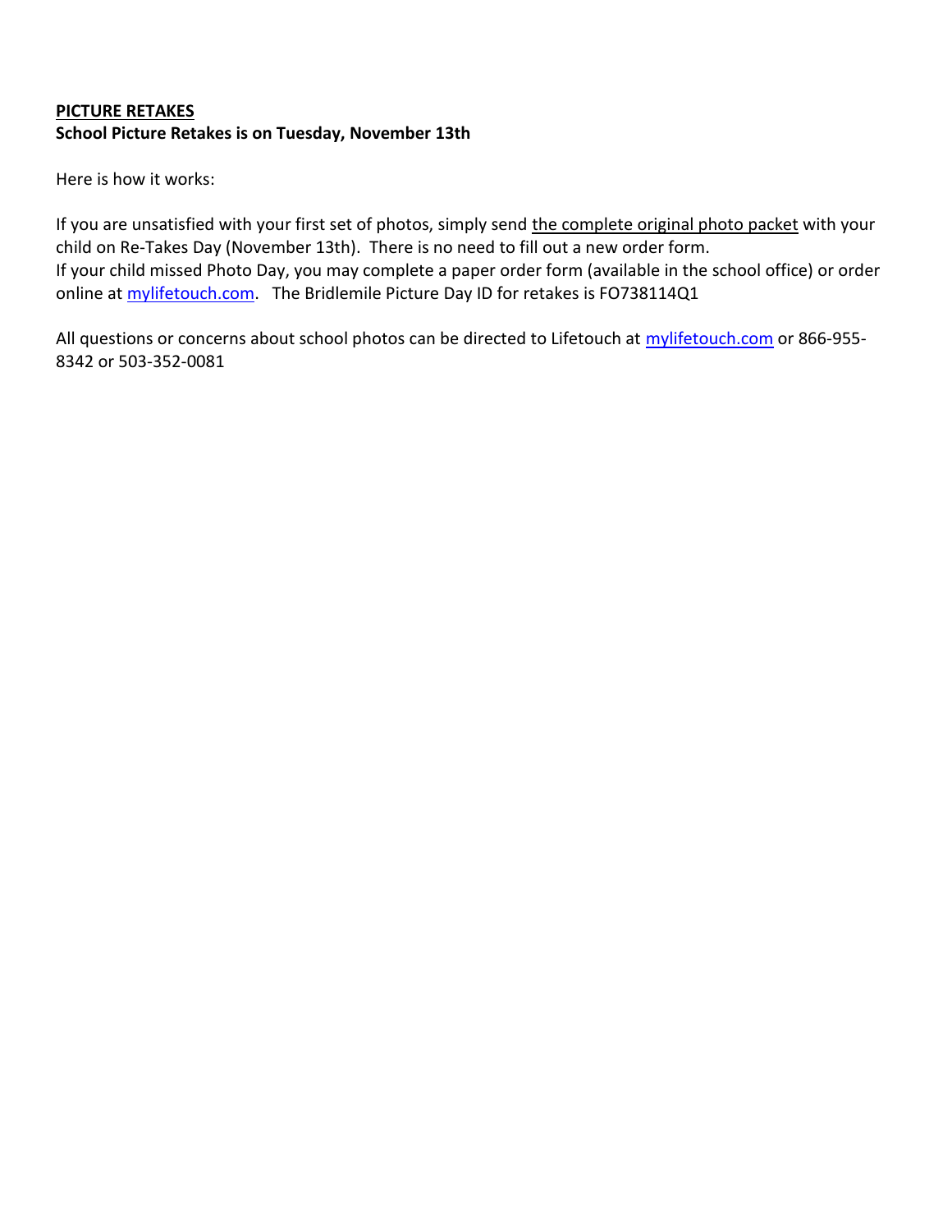**PICTURE RETAKES**

**School Picture Retakes is on Tuesday, November 13th**

Here is how it works:

If you are unsatisfied with your first set of photos, simply send the complete original photo packet with your child on Re-Takes Day (November 13th). There is no need to fill out a new order form.
If your child missed Photo Day, you may complete a paper order form (available in the school office) or order online at mylifetouch.com. The Bridlemile Picture Day ID for retakes is FO738114Q1

All questions or concerns about school photos can be directed to Lifetouch at mylifetouch.com or 866-955-8342 or 503-352-0081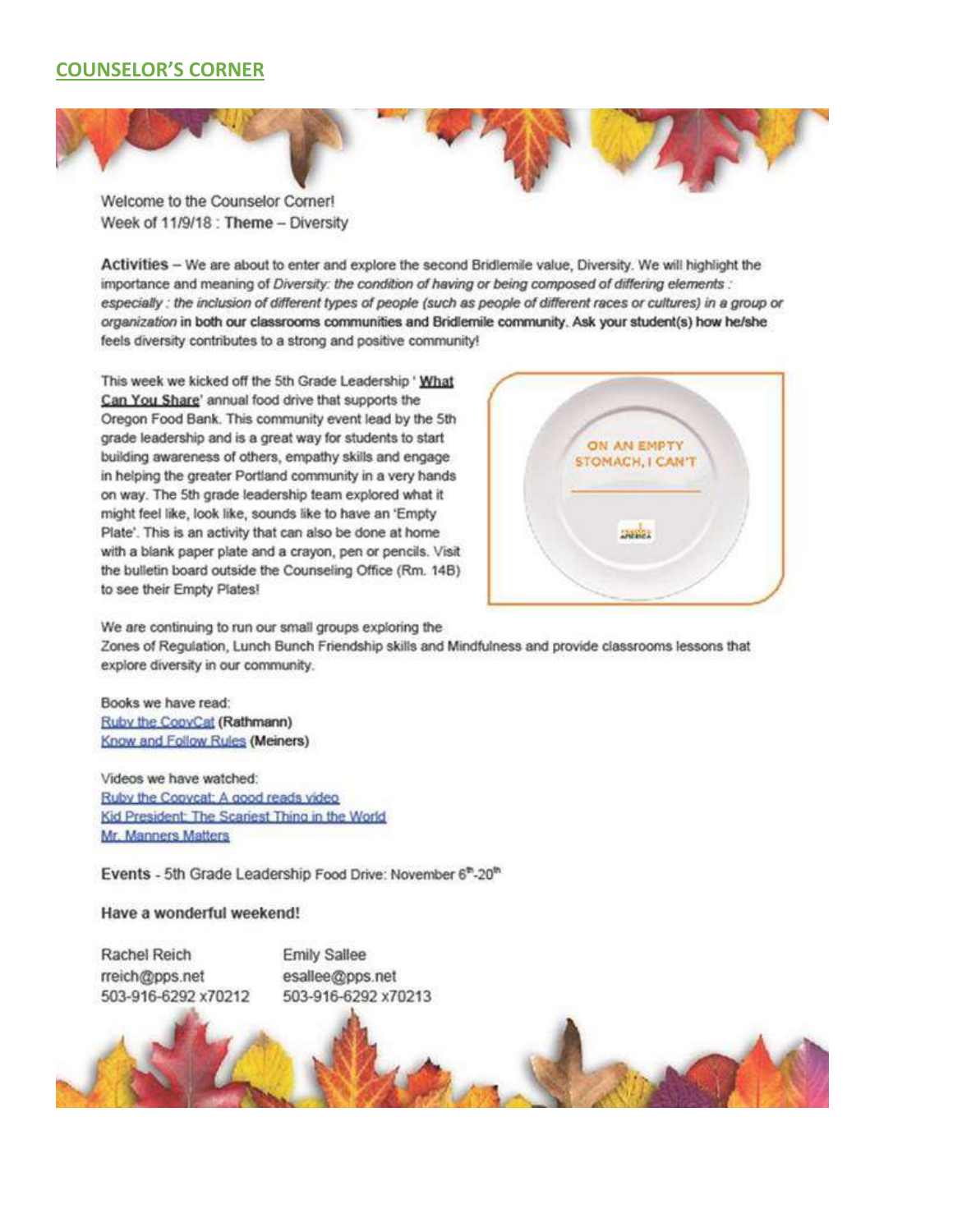## COUNSELOR'S CORNER

Welcome to the Counselor Corner!
Week of 11/9/18 : **Theme** – Diversity

**Activities** – We are about to enter and explore the second Bridlemile value, Diversity. We will highlight the importance and meaning of *Diversity: the condition of having or being composed of differing elements : especially : the inclusion of different types of people (such as people of different races or cultures) in a group or organization* in both our classrooms communities and Bridlemile community. Ask your student(s) how he/she feels diversity contributes to a strong and positive community!

This week we kicked off the 5th Grade Leadership '**What Can You Share**' annual food drive that supports the Oregon Food Bank. This community event lead by the 5th grade leadership and is a great way for students to start building awareness of others, empathy skills and engage in helping the greater Portland community in a very hands on way. The 5th grade leadership team explored what it might feel like, look like, sounds like to have an 'Empty Plate'. This is an activity that can also be done at home with a blank paper plate and a crayon, pen or pencils. Visit the bulletin board outside the Counseling Office (Rm. 14B) to see their Empty Plates!

ON AN EMPTY STOMACH, I CAN'T

We are continuing to run our small groups exploring the Zones of Regulation, Lunch Bunch Friendship skills and Mindfulness and provide classrooms lessons that explore diversity in our community.

Books we have read:
Ruby the CopyCat (Rathmann)
Know and Follow Rules (Meiners)

Videos we have watched:
Ruby the Copycat: A good reads video
Kid President: The Scariest Thing in the World
Mr. Manners Matters

**Events** - 5th Grade Leadership Food Drive: November 6th-20th

**Have a wonderful weekend!**

Rachel Reich
rreich@pps.net
503-916-6292 x70212

Emily Sallee
esallee@pps.net
503-916-6292 x70213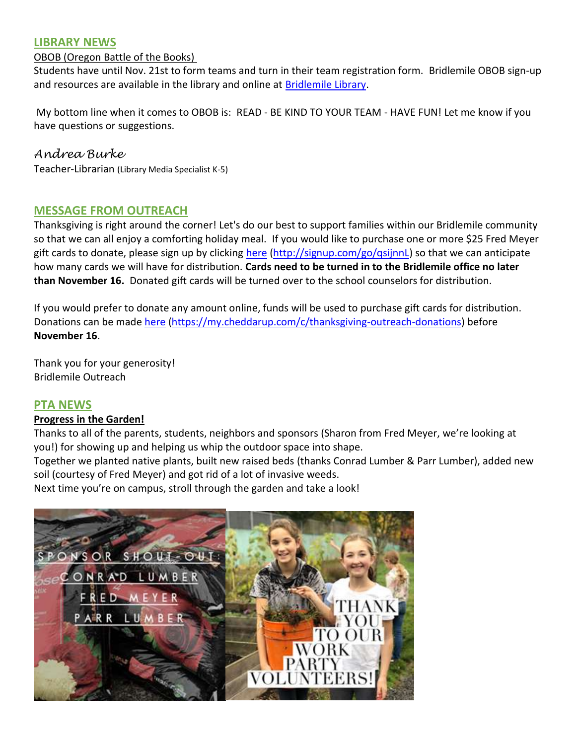## LIBRARY NEWS

OBOB (Oregon Battle of the Books)

Students have until Nov. 21st to form teams and turn in their team registration form. Bridlemile OBOB sign-up and resources are available in the library and online at [Bridlemile Library](Bridlemile Library).

My bottom line when it comes to OBOB is: READ - BE KIND TO YOUR TEAM - HAVE FUN! Let me know if you have questions or suggestions.

*Andrea Burke*
Teacher-Librarian (Library Media Specialist K-5)

## MESSAGE FROM OUTREACH

Thanksgiving is right around the corner! Let's do our best to support families within our Bridlemile community so that we can all enjoy a comforting holiday meal. If you would like to purchase one or more $25 Fred Meyer gift cards to donate, please sign up by clicking here (http://signup.com/go/qsijnnL) so that we can anticipate how many cards we will have for distribution. **Cards need to be turned in to the Bridlemile office no later than November 16.** Donated gift cards will be turned over to the school counselors for distribution.

If you would prefer to donate any amount online, funds will be used to purchase gift cards for distribution. Donations can be made here (https://my.cheddarup.com/c/thanksgiving-outreach-donations) before **November 16**.

Thank you for your generosity!
Bridlemile Outreach

## PTA NEWS

**Progress in the Garden!**

Thanks to all of the parents, students, neighbors and sponsors (Sharon from Fred Meyer, we're looking at you!) for showing up and helping us whip the outdoor space into shape.
Together we planted native plants, built new raised beds (thanks Conrad Lumber & Parr Lumber), added new soil (courtesy of Fred Meyer) and got rid of a lot of invasive weeds.
Next time you're on campus, stroll through the garden and take a look!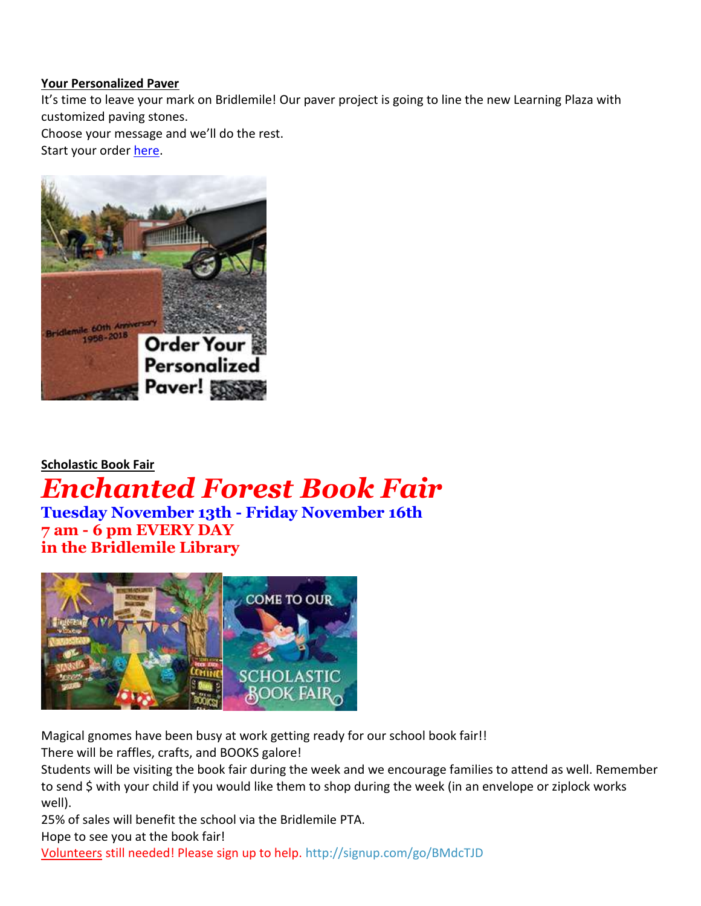**Your Personalized Paver**

It's time to leave your mark on Bridlemile! Our paver project is going to line the new Learning Plaza with customized paving stones.

Choose your message and we'll do the rest.

Start your order here.

**Scholastic Book Fair**

# *Enchanted Forest Book Fair*

**Tuesday November 13th - Friday November 16th**
**7 am - 6 pm EVERY DAY**
**in the Bridlemile Library**

Magical gnomes have been busy at work getting ready for our school book fair!!

There will be raffles, crafts, and BOOKS galore!

Students will be visiting the book fair during the week and we encourage families to attend as well. Remember to send $ with your child if you would like them to shop during the week (in an envelope or ziplock works well).

25% of sales will benefit the school via the Bridlemile PTA.

Hope to see you at the book fair!

Volunteers still needed! Please sign up to help. http://signup.com/go/BMdcTJD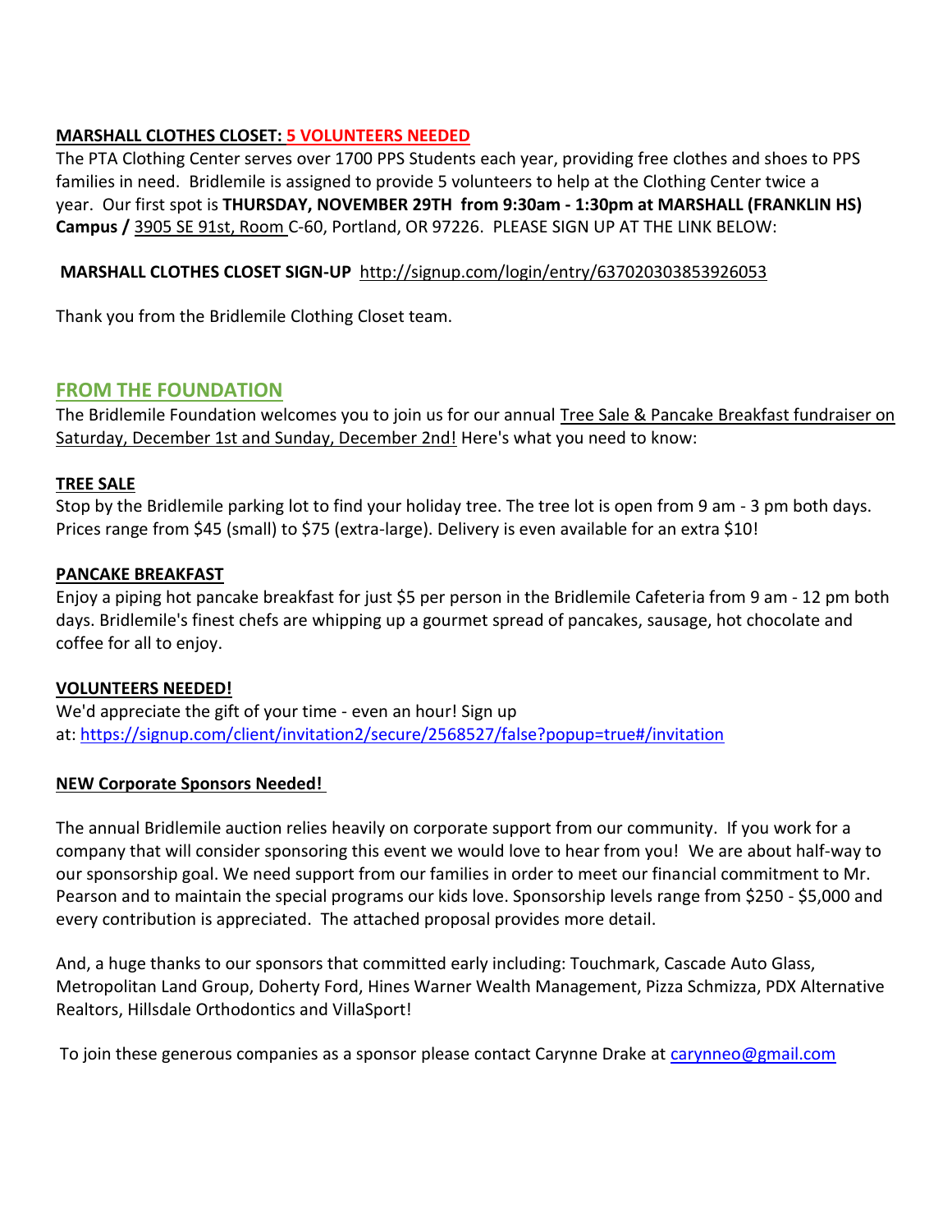**MARSHALL CLOTHES CLOSET: 5 VOLUNTEERS NEEDED**

The PTA Clothing Center serves over 1700 PPS Students each year, providing free clothes and shoes to PPS families in need. Bridlemile is assigned to provide 5 volunteers to help at the Clothing Center twice a year. Our first spot is **THURSDAY, NOVEMBER 29TH from 9:30am - 1:30pm at MARSHALL (FRANKLIN HS) Campus /** 3905 SE 91st, Room C-60, Portland, OR 97226. PLEASE SIGN UP AT THE LINK BELOW:

**MARSHALL CLOTHES CLOSET SIGN-UP** http://signup.com/login/entry/637020303853926053

Thank you from the Bridlemile Clothing Closet team.

## FROM THE FOUNDATION

The Bridlemile Foundation welcomes you to join us for our annual Tree Sale & Pancake Breakfast fundraiser on Saturday, December 1st and Sunday, December 2nd! Here's what you need to know:

**TREE SALE**

Stop by the Bridlemile parking lot to find your holiday tree. The tree lot is open from 9 am - 3 pm both days. Prices range from $45 (small) to $75 (extra-large). Delivery is even available for an extra $10!

**PANCAKE BREAKFAST**

Enjoy a piping hot pancake breakfast for just $5 per person in the Bridlemile Cafeteria from 9 am - 12 pm both days. Bridlemile's finest chefs are whipping up a gourmet spread of pancakes, sausage, hot chocolate and coffee for all to enjoy.

**VOLUNTEERS NEEDED!**

We'd appreciate the gift of your time - even an hour! Sign up at: https://signup.com/client/invitation2/secure/2568527/false?popup=true#/invitation

**NEW Corporate Sponsors Needed!**

The annual Bridlemile auction relies heavily on corporate support from our community. If you work for a company that will consider sponsoring this event we would love to hear from you! We are about half-way to our sponsorship goal. We need support from our families in order to meet our financial commitment to Mr. Pearson and to maintain the special programs our kids love. Sponsorship levels range from $250 - $5,000 and every contribution is appreciated. The attached proposal provides more detail.

And, a huge thanks to our sponsors that committed early including: Touchmark, Cascade Auto Glass, Metropolitan Land Group, Doherty Ford, Hines Warner Wealth Management, Pizza Schmizza, PDX Alternative Realtors, Hillsdale Orthodontics and VillaSport!

To join these generous companies as a sponsor please contact Carynne Drake at carynneo@gmail.com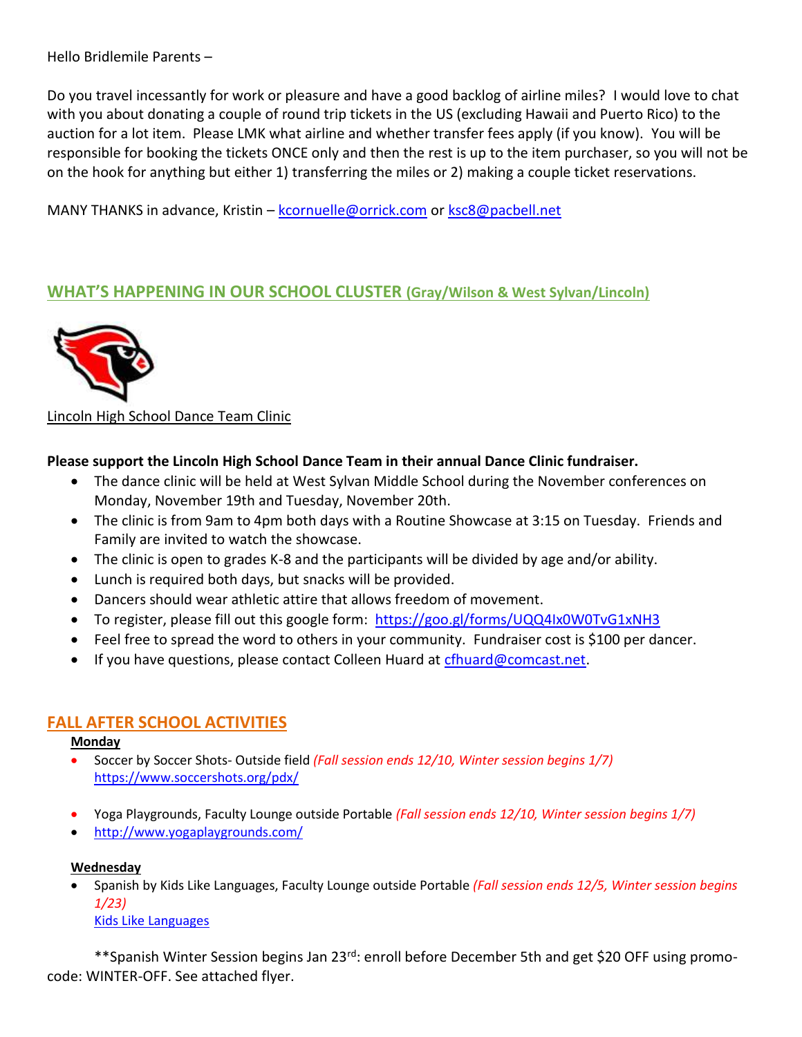Hello Bridlemile Parents –

Do you travel incessantly for work or pleasure and have a good backlog of airline miles? I would love to chat with you about donating a couple of round trip tickets in the US (excluding Hawaii and Puerto Rico) to the auction for a lot item. Please LMK what airline and whether transfer fees apply (if you know). You will be responsible for booking the tickets ONCE only and then the rest is up to the item purchaser, so you will not be on the hook for anything but either 1) transferring the miles or 2) making a couple ticket reservations.

MANY THANKS in advance, Kristin – kcornuelle@orrick.com or ksc8@pacbell.net

## WHAT'S HAPPENING IN OUR SCHOOL CLUSTER (Gray/Wilson & West Sylvan/Lincoln)

Lincoln High School Dance Team Clinic

**Please support the Lincoln High School Dance Team in their annual Dance Clinic fundraiser.**

- The dance clinic will be held at West Sylvan Middle School during the November conferences on Monday, November 19th and Tuesday, November 20th.
- The clinic is from 9am to 4pm both days with a Routine Showcase at 3:15 on Tuesday. Friends and Family are invited to watch the showcase.
- The clinic is open to grades K-8 and the participants will be divided by age and/or ability.
- Lunch is required both days, but snacks will be provided.
- Dancers should wear athletic attire that allows freedom of movement.
- To register, please fill out this google form: https://goo.gl/forms/UQQ4Ix0W0TvG1xNH3
- Feel free to spread the word to others in your community. Fundraiser cost is $100 per dancer.
- If you have questions, please contact Colleen Huard at cfhuard@comcast.net.

## FALL AFTER SCHOOL ACTIVITIES

**Monday**

- Soccer by Soccer Shots- Outside field *(Fall session ends 12/10, Winter session begins 1/7)*
  https://www.soccershots.org/pdx/

- Yoga Playgrounds, Faculty Lounge outside Portable *(Fall session ends 12/10, Winter session begins 1/7)*
- http://www.yogaplaygrounds.com/

**Wednesday**

- Spanish by Kids Like Languages, Faculty Lounge outside Portable *(Fall session ends 12/5, Winter session begins 1/23)*
  Kids Like Languages

**Spanish Winter Session begins Jan 23rd: enroll before December 5th and get $20 OFF using promo-code: WINTER-OFF. See attached flyer.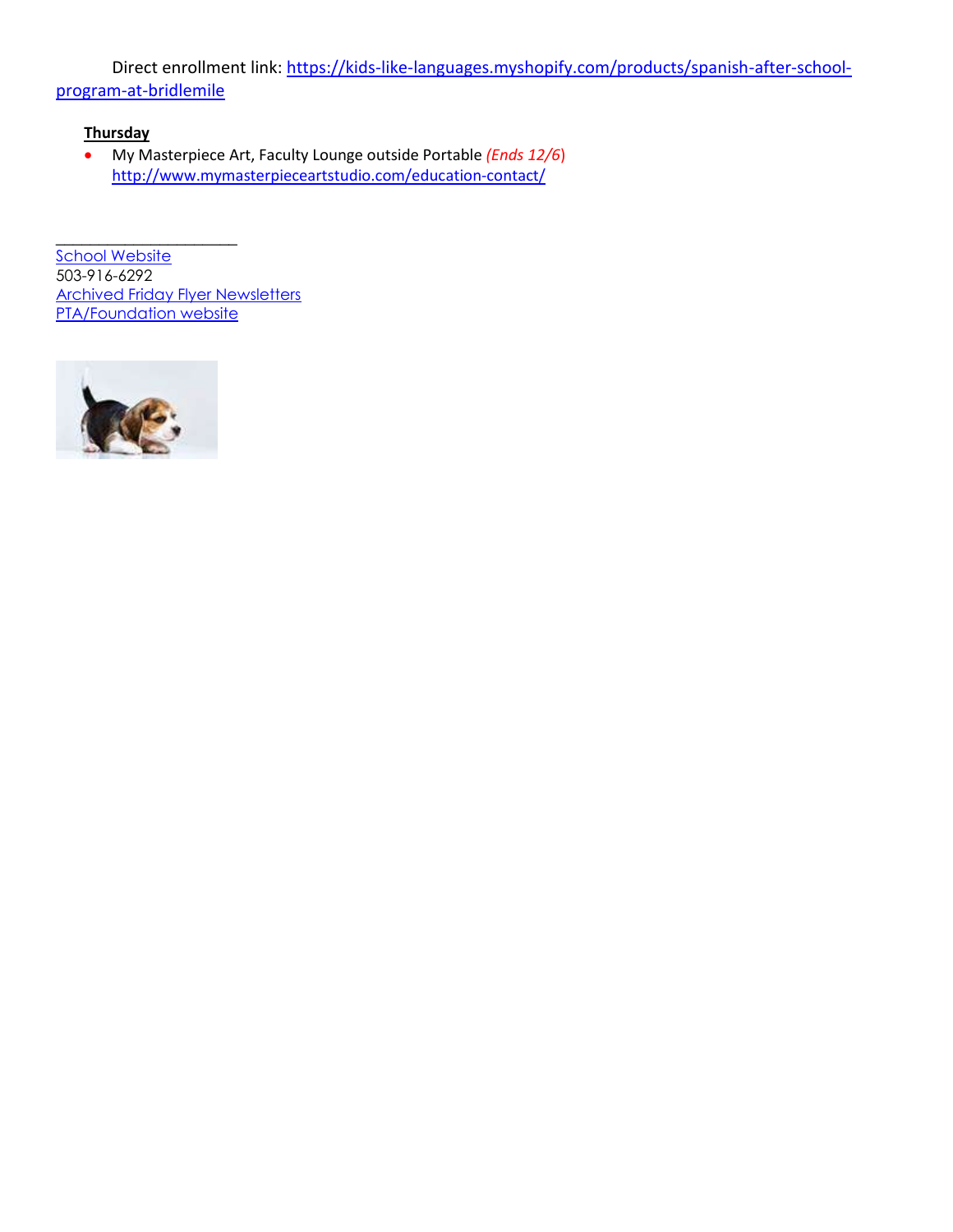Direct enrollment link: https://kids-like-languages.myshopify.com/products/spanish-after-school-program-at-bridlemile

**Thursday**

- My Masterpiece Art, Faculty Lounge outside Portable *(Ends 12/6)*
  http://www.mymasterpieceartstudio.com/education-contact/

______________________

School Website
503-916-6292
Archived Friday Flyer Newsletters
PTA/Foundation website